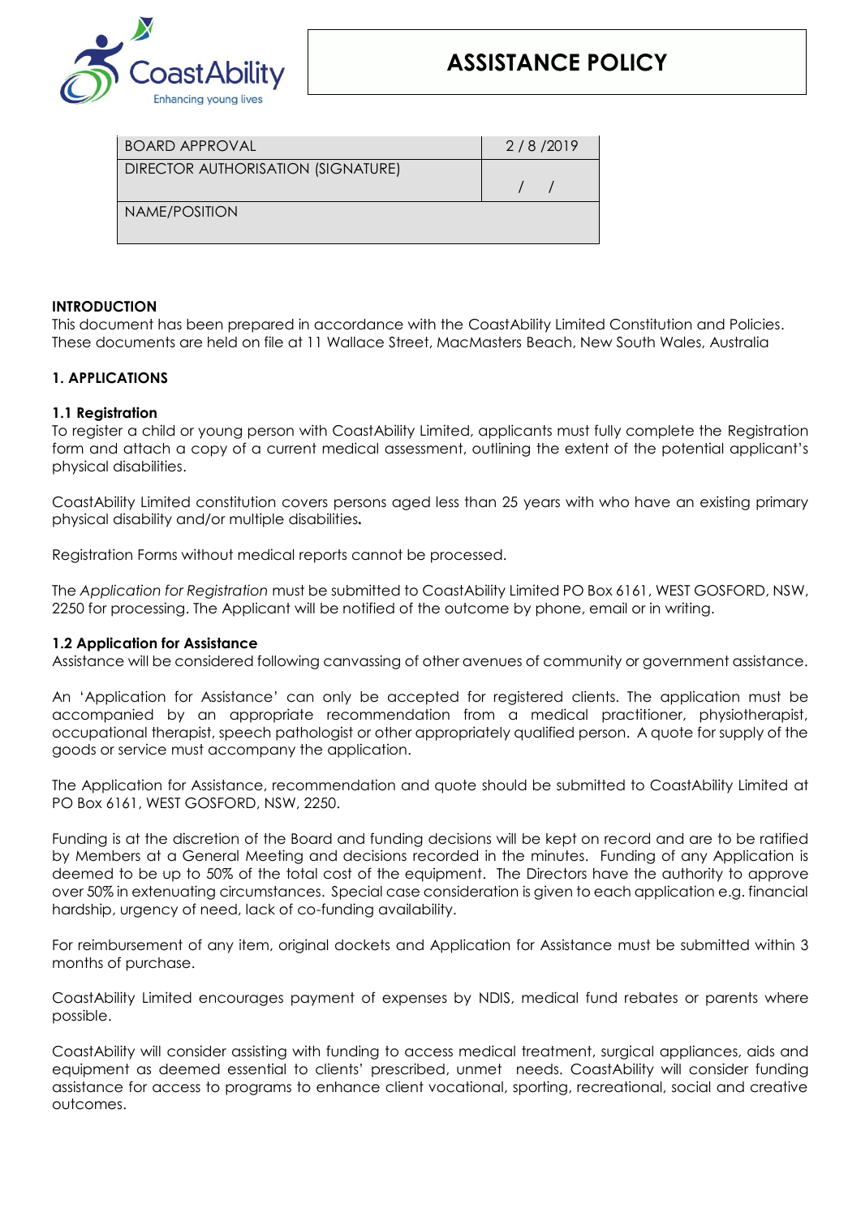CoastAbility

Enhancing young lives

# ASSISTANCE POLICY

| BOARD APPROVAL | 2 / 8 /2019 |
| --- | --- |
| DIRECTOR AUTHORISATION (SIGNATURE) | / / |
| NAME/POSITION | |

**INTRODUCTION**

This document has been prepared in accordance with the CoastAbility Limited Constitution and Policies. These documents are held on file at 11 Wallace Street, MacMasters Beach, New South Wales, Australia

## 1. APPLICATIONS

### 1.1 Registration

To register a child or young person with CoastAbility Limited, applicants must fully complete the Registration form and attach a copy of a current medical assessment, outlining the extent of the potential applicant's physical disabilities.

CoastAbility Limited constitution covers persons aged less than 25 years with who have an existing primary physical disability and/or multiple disabilities**.**

Registration Forms without medical reports cannot be processed.

The *Application for Registration* must be submitted to CoastAbility Limited PO Box 6161, WEST GOSFORD, NSW, 2250 for processing. The Applicant will be notified of the outcome by phone, email or in writing.

### 1.2 Application for Assistance

Assistance will be considered following canvassing of other avenues of community or government assistance.

An 'Application for Assistance' can only be accepted for registered clients. The application must be accompanied by an appropriate recommendation from a medical practitioner, physiotherapist, occupational therapist, speech pathologist or other appropriately qualified person. A quote for supply of the goods or service must accompany the application.

The Application for Assistance, recommendation and quote should be submitted to CoastAbility Limited at PO Box 6161, WEST GOSFORD, NSW, 2250.

Funding is at the discretion of the Board and funding decisions will be kept on record and are to be ratified by Members at a General Meeting and decisions recorded in the minutes. Funding of any Application is deemed to be up to 50% of the total cost of the equipment. The Directors have the authority to approve over 50% in extenuating circumstances. Special case consideration is given to each application e.g. financial hardship, urgency of need, lack of co-funding availability.

For reimbursement of any item, original dockets and Application for Assistance must be submitted within 3 months of purchase.

CoastAbility Limited encourages payment of expenses by NDIS, medical fund rebates or parents where possible.

CoastAbility will consider assisting with funding to access medical treatment, surgical appliances, aids and equipment as deemed essential to clients' prescribed, unmet needs. CoastAbility will consider funding assistance for access to programs to enhance client vocational, sporting, recreational, social and creative outcomes.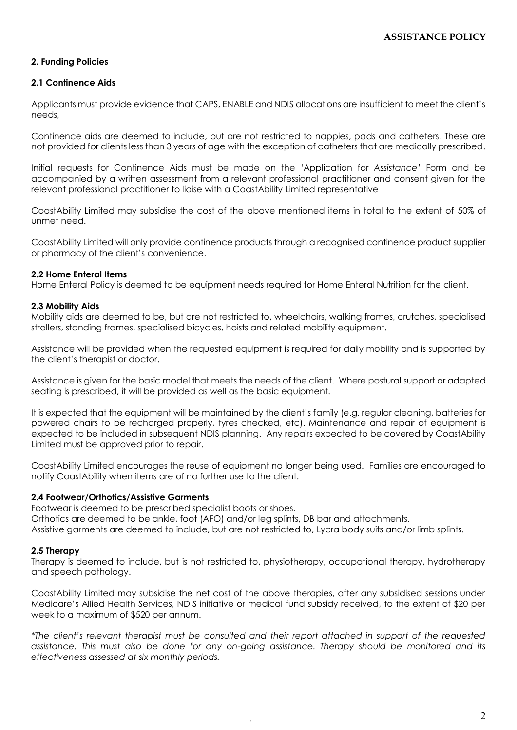## 2. Funding Policies

### 2.1 Continence Aids

Applicants must provide evidence that CAPS, ENABLE and NDIS allocations are insufficient to meet the client's needs,

Continence aids are deemed to include, but are not restricted to nappies, pads and catheters. These are not provided for clients less than 3 years of age with the exception of catheters that are medically prescribed.

Initial requests for Continence Aids must be made on the 'Application for *Assistance'* Form and be accompanied by a written assessment from a relevant professional practitioner and consent given for the relevant professional practitioner to liaise with a CoastAbility Limited representative

CoastAbility Limited may subsidise the cost of the above mentioned items in total to the extent of 50% of unmet need.

CoastAbility Limited will only provide continence products through a recognised continence product supplier or pharmacy of the client's convenience.

### 2.2 Home Enteral Items

Home Enteral Policy is deemed to be equipment needs required for Home Enteral Nutrition for the client.

### 2.3 Mobility Aids

Mobility aids are deemed to be, but are not restricted to, wheelchairs, walking frames, crutches, specialised strollers, standing frames, specialised bicycles, hoists and related mobility equipment.

Assistance will be provided when the requested equipment is required for daily mobility and is supported by the client's therapist or doctor.

Assistance is given for the basic model that meets the needs of the client. Where postural support or adapted seating is prescribed, it will be provided as well as the basic equipment.

It is expected that the equipment will be maintained by the client's family (e.g. regular cleaning, batteries for powered chairs to be recharged properly, tyres checked, etc). Maintenance and repair of equipment is expected to be included in subsequent NDIS planning. Any repairs expected to be covered by CoastAbility Limited must be approved prior to repair.

CoastAbility Limited encourages the reuse of equipment no longer being used. Families are encouraged to notify CoastAbility when items are of no further use to the client.

### 2.4 Footwear/Orthotics/Assistive Garments

Footwear is deemed to be prescribed specialist boots or shoes.
Orthotics are deemed to be ankle, foot (AFO) and/or leg splints, DB bar and attachments.
Assistive garments are deemed to include, but are not restricted to, Lycra body suits and/or limb splints.

### 2.5 Therapy

Therapy is deemed to include, but is not restricted to, physiotherapy, occupational therapy, hydrotherapy and speech pathology.

CoastAbility Limited may subsidise the net cost of the above therapies, after any subsidised sessions under Medicare's Allied Health Services, NDIS initiative or medical fund subsidy received, to the extent of $20 per week to a maximum of $520 per annum.

*\*The client's relevant therapist must be consulted and their report attached in support of the requested assistance. This must also be done for any on-going assistance. Therapy should be monitored and its effectiveness assessed at six monthly periods.*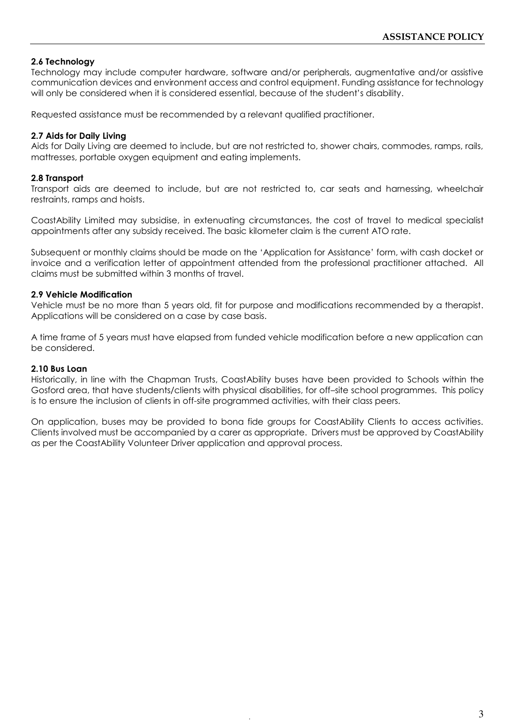### 2.6 Technology

Technology may include computer hardware, software and/or peripherals, augmentative and/or assistive communication devices and environment access and control equipment. Funding assistance for technology will only be considered when it is considered essential, because of the student's disability.

Requested assistance must be recommended by a relevant qualified practitioner.

### 2.7 Aids for Daily Living

Aids for Daily Living are deemed to include, but are not restricted to, shower chairs, commodes, ramps, rails, mattresses, portable oxygen equipment and eating implements.

### 2.8 Transport

Transport aids are deemed to include, but are not restricted to, car seats and harnessing, wheelchair restraints, ramps and hoists.

CoastAbility Limited may subsidise, in extenuating circumstances, the cost of travel to medical specialist appointments after any subsidy received. The basic kilometer claim is the current ATO rate.

Subsequent or monthly claims should be made on the 'Application for Assistance' form, with cash docket or invoice and a verification letter of appointment attended from the professional practitioner attached. All claims must be submitted within 3 months of travel.

### 2.9 Vehicle Modification

Vehicle must be no more than 5 years old, fit for purpose and modifications recommended by a therapist. Applications will be considered on a case by case basis.

A time frame of 5 years must have elapsed from funded vehicle modification before a new application can be considered.

### 2.10 Bus Loan

Historically, in line with the Chapman Trusts, CoastAbility buses have been provided to Schools within the Gosford area, that have students/clients with physical disabilities, for off–site school programmes. This policy is to ensure the inclusion of clients in off-site programmed activities, with their class peers.

On application, buses may be provided to bona fide groups for CoastAbility Clients to access activities. Clients involved must be accompanied by a carer as appropriate. Drivers must be approved by CoastAbility as per the CoastAbility Volunteer Driver application and approval process.